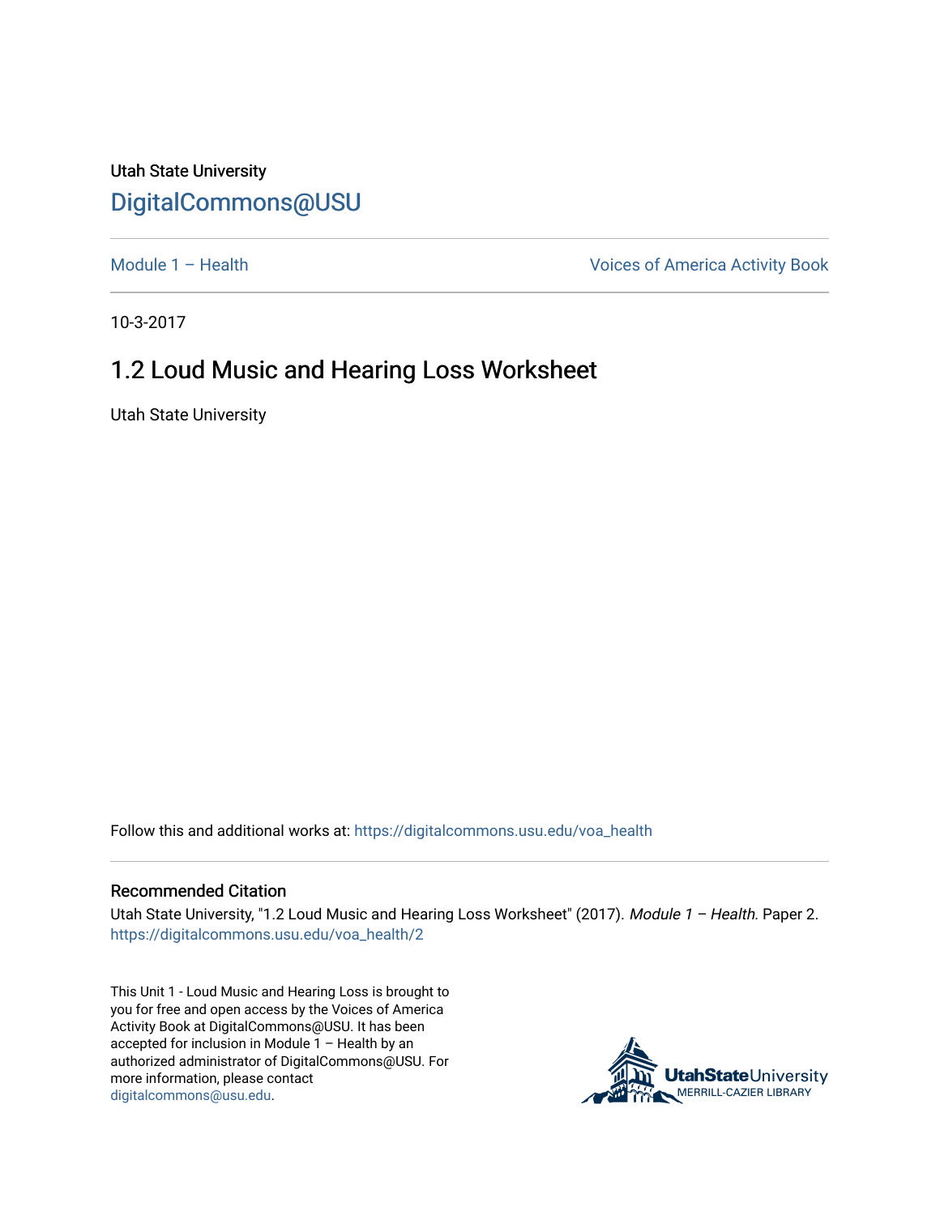Utah State University

DigitalCommons@USU

Module 1 – Health | Voices of America Activity Book

10-3-2017

# 1.2 Loud Music and Hearing Loss Worksheet

Utah State University

Follow this and additional works at: https://digitalcommons.usu.edu/voa_health

## Recommended Citation

Utah State University, "1.2 Loud Music and Hearing Loss Worksheet" (2017). *Module 1 – Health.* Paper 2.
https://digitalcommons.usu.edu/voa_health/2

This Unit 1 - Loud Music and Hearing Loss is brought to you for free and open access by the Voices of America Activity Book at DigitalCommons@USU. It has been accepted for inclusion in Module 1 – Health by an authorized administrator of DigitalCommons@USU. For more information, please contact digitalcommons@usu.edu.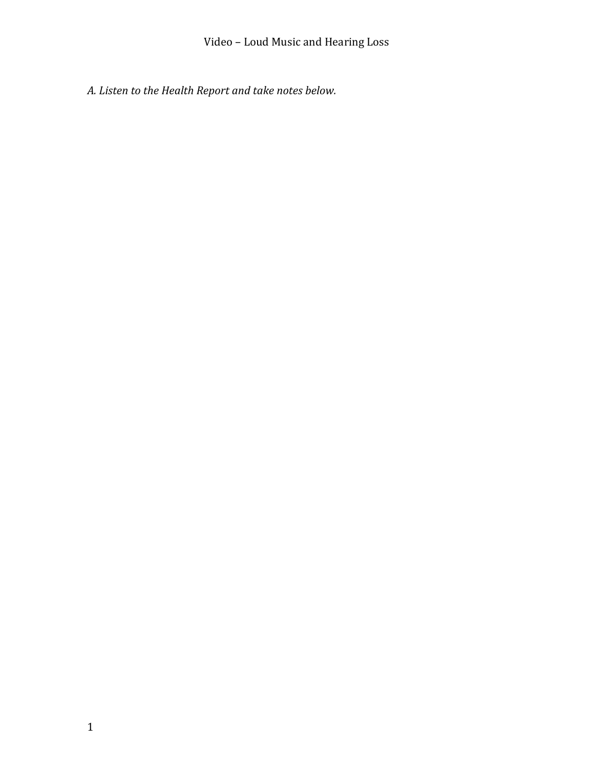# Video – Loud Music and Hearing Loss

*A. Listen to the Health Report and take notes below.*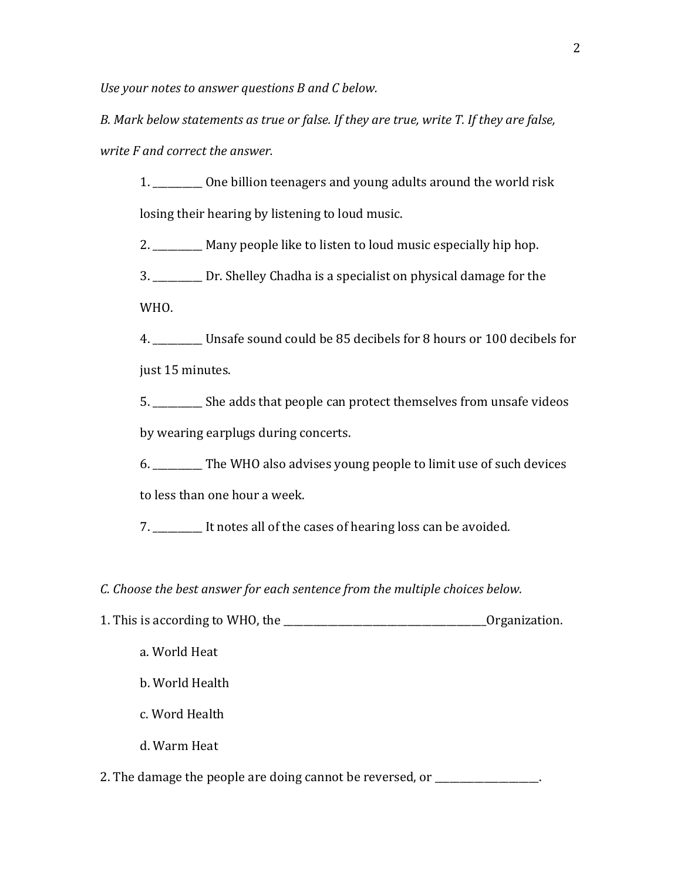*Use your notes to answer questions B and C below.*

*B. Mark below statements as true or false. If they are true, write T. If they are false, write F and correct the answer.*

1. __________ One billion teenagers and young adults around the world risk losing their hearing by listening to loud music.
2. __________ Many people like to listen to loud music especially hip hop.
3. __________ Dr. Shelley Chadha is a specialist on physical damage for the WHO.
4. __________ Unsafe sound could be 85 decibels for 8 hours or 100 decibels for just 15 minutes.
5. __________ She adds that people can protect themselves from unsafe videos by wearing earplugs during concerts.
6. __________ The WHO also advises young people to limit use of such devices to less than one hour a week.
7. __________ It notes all of the cases of hearing loss can be avoided.

*C. Choose the best answer for each sentence from the multiple choices below.*

1. This is according to WHO, the __________________________________________Organization.

   a. World Heat

   b. World Health

   c. Word Health

   d. Warm Heat

2. The damage the people are doing cannot be reversed, or _____________________.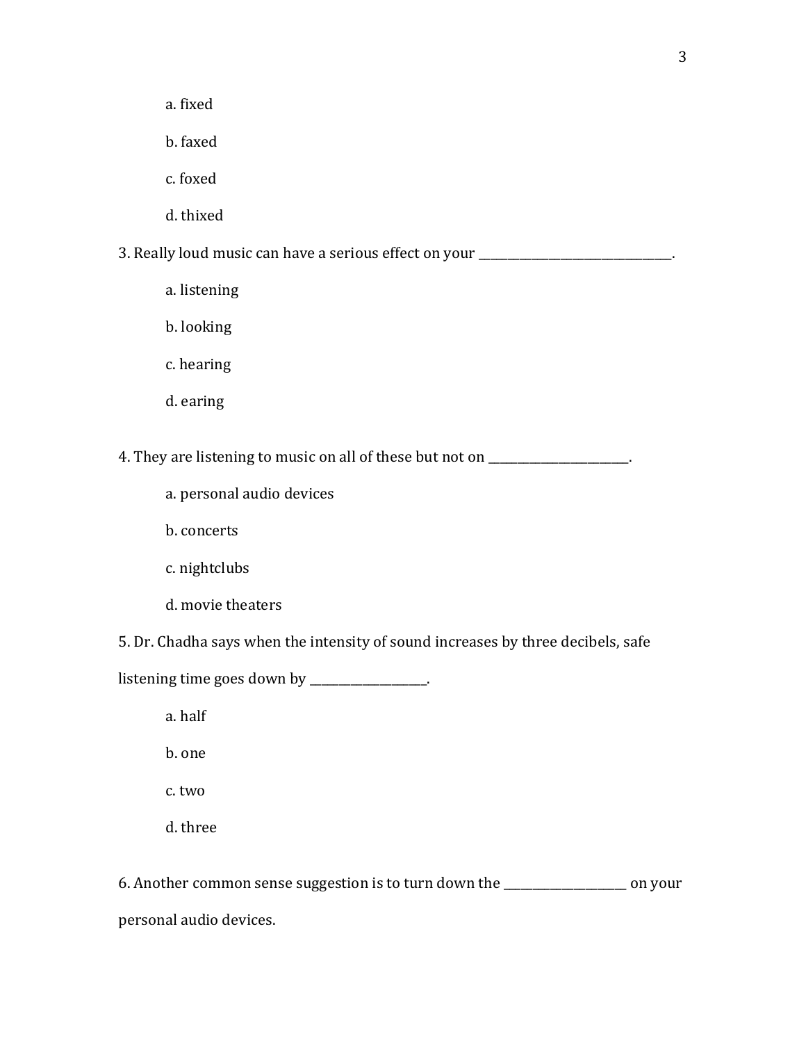a. fixed

b. faxed

c. foxed

d. thixed

3. Really loud music can have a serious effect on your ________________________________.

a. listening

b. looking

c. hearing

d. earing

4. They are listening to music on all of these but not on ________________________.

a. personal audio devices

b. concerts

c. nightclubs

d. movie theaters

5. Dr. Chadha says when the intensity of sound increases by three decibels, safe listening time goes down by ____________________.

a. half

b. one

c. two

d. three

6. Another common sense suggestion is to turn down the _____________________ on your personal audio devices.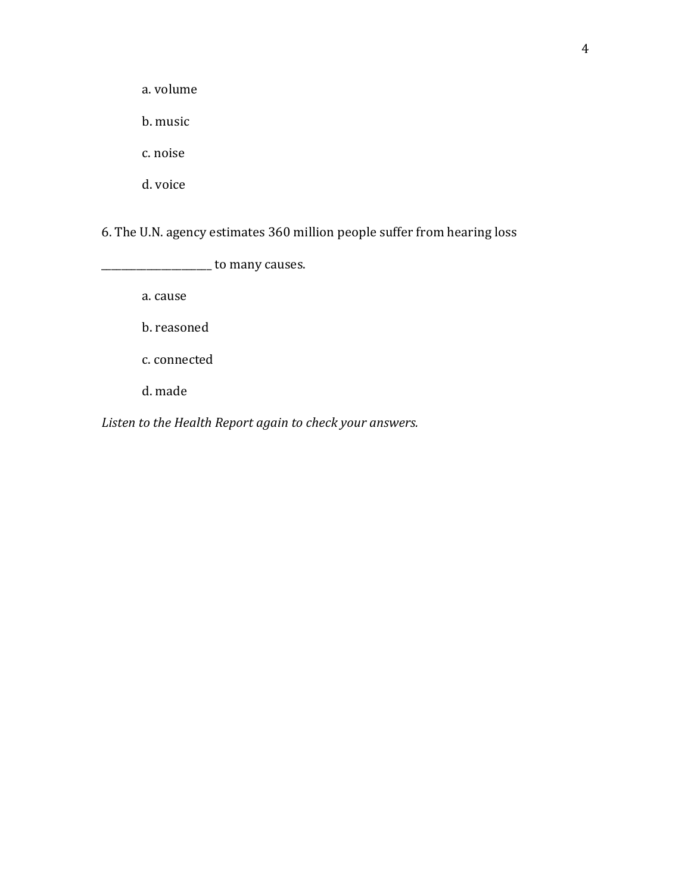a. volume

b. music

c. noise

d. voice

6. The U.N. agency estimates 360 million people suffer from hearing loss

_______________________ to many causes.

a. cause

b. reasoned

c. connected

d. made

*Listen to the Health Report again to check your answers.*